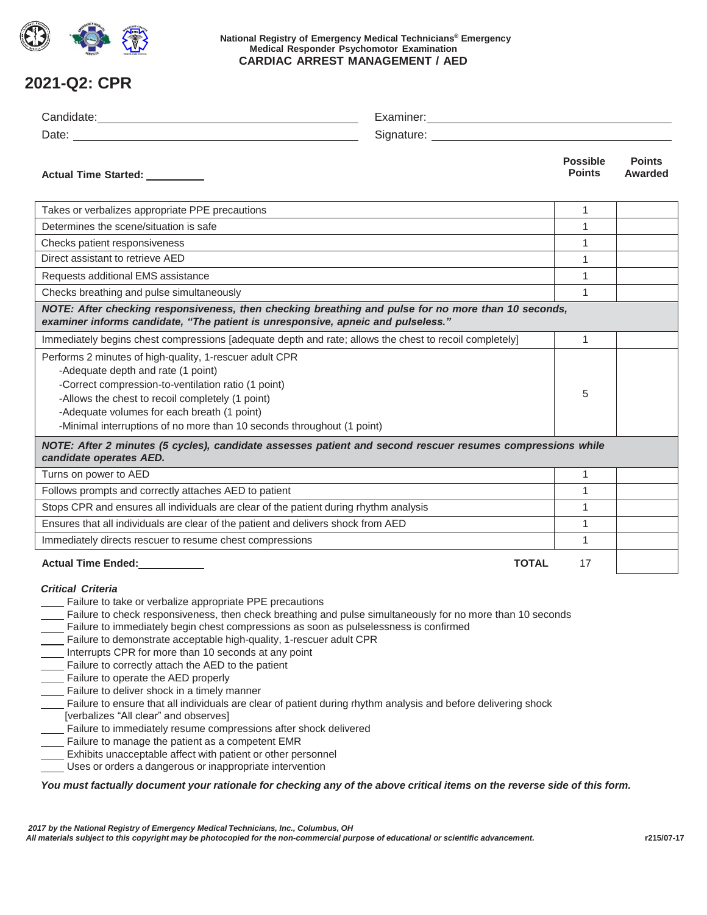National Registry of Emergency Medical Technicians® Emergency Medical Responder Psychomotor Examination

**CARDIAC ARREST MANAGEMENT / AED**

# 2021-Q2: CPR

Candidate: ______________________ Examiner: ______________________

Date: ______________________ Signature: ______________________

**Actual Time Started:** __________

| | Possible Points | Points Awarded |
|---|---|---|
| Takes or verbalizes appropriate PPE precautions | 1 | |
| Determines the scene/situation is safe | 1 | |
| Checks patient responsiveness | 1 | |
| Direct assistant to retrieve AED | 1 | |
| Requests additional EMS assistance | 1 | |
| Checks breathing and pulse simultaneously | 1 | |
| ***NOTE: After checking responsiveness, then checking breathing and pulse for no more than 10 seconds, examiner informs candidate, "The patient is unresponsive, apneic and pulseless."*** | | |
| Immediately begins chest compressions [adequate depth and rate; allows the chest to recoil completely] | 1 | |
| Performs 2 minutes of high-quality, 1-rescuer adult CPR<br>-Adequate depth and rate (1 point)<br>-Correct compression-to-ventilation ratio (1 point)<br>-Allows the chest to recoil completely (1 point)<br>-Adequate volumes for each breath (1 point)<br>-Minimal interruptions of no more than 10 seconds throughout (1 point) | 5 | |
| ***NOTE: After 2 minutes (5 cycles), candidate assesses patient and second rescuer resumes compressions while candidate operates AED.*** | | |
| Turns on power to AED | 1 | |
| Follows prompts and correctly attaches AED to patient | 1 | |
| Stops CPR and ensures all individuals are clear of the patient during rhythm analysis | 1 | |
| Ensures that all individuals are clear of the patient and delivers shock from AED | 1 | |
| Immediately directs rescuer to resume chest compressions | 1 | |
| **Actual Time Ended:** __________ **TOTAL** | 17 | |

***Critical Criteria***

____ Failure to take or verbalize appropriate PPE precautions
____ Failure to check responsiveness, then check breathing and pulse simultaneously for no more than 10 seconds
____ Failure to immediately begin chest compressions as soon as pulselessness is confirmed
____ Failure to demonstrate acceptable high-quality, 1-rescuer adult CPR
____ Interrupts CPR for more than 10 seconds at any point
____ Failure to correctly attach the AED to the patient
____ Failure to operate the AED properly
____ Failure to deliver shock in a timely manner
____ Failure to ensure that all individuals are clear of patient during rhythm analysis and before delivering shock [verbalizes "All clear" and observes]
____ Failure to immediately resume compressions after shock delivered
____ Failure to manage the patient as a competent EMR
____ Exhibits unacceptable affect with patient or other personnel
____ Uses or orders a dangerous or inappropriate intervention

***You must factually document your rationale for checking any of the above critical items on the reverse side of this form.***

*2017 by the National Registry of Emergency Medical Technicians, Inc., Columbus, OH*
*All materials subject to this copyright may be photocopied for the non-commercial purpose of educational or scientific advancement.*

r215/07-17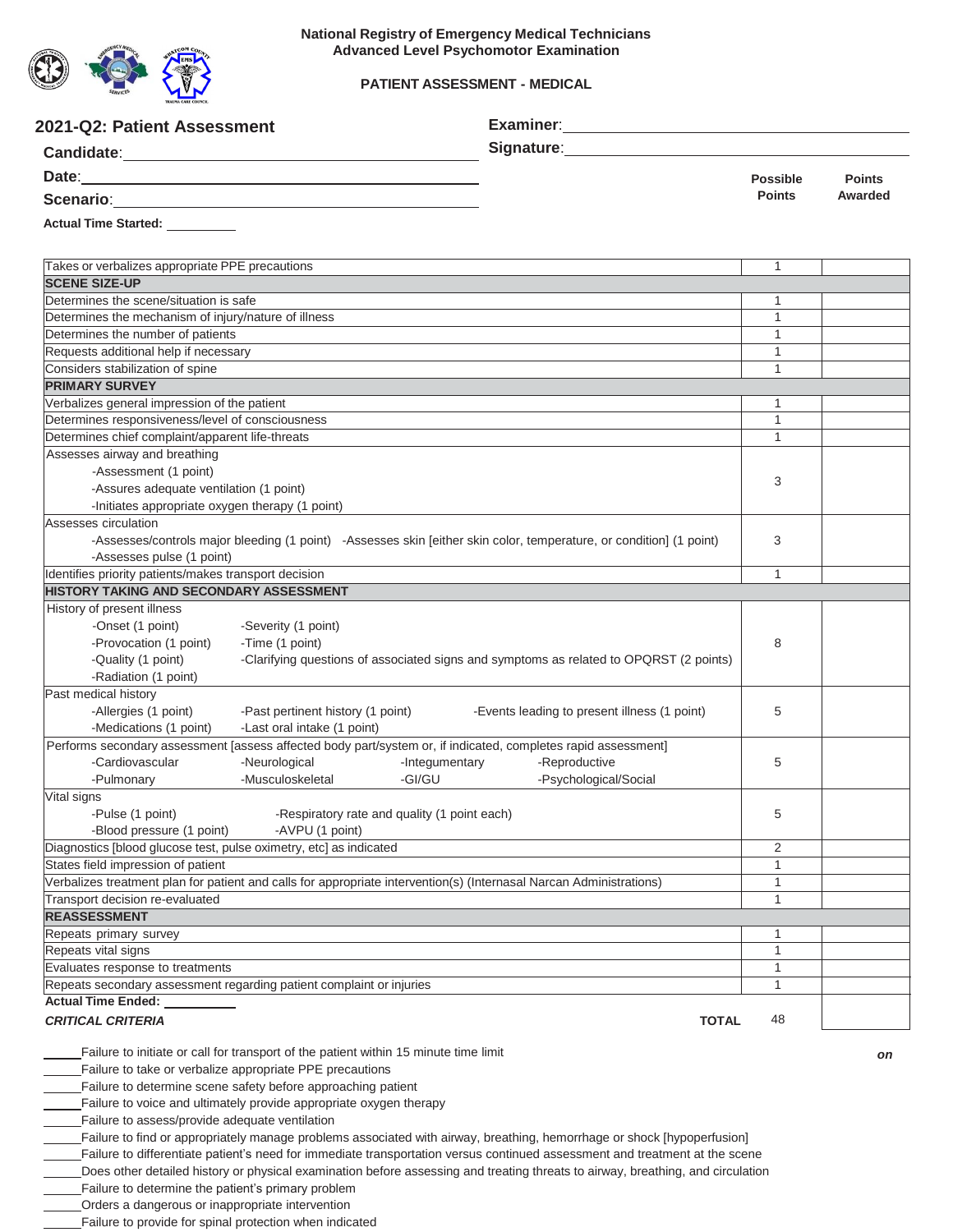**National Registry of Emergency Medical Technicians**
**Advanced Level Psychomotor Examination**

**PATIENT ASSESSMENT - MEDICAL**

## 2021-Q2: Patient Assessment

**Candidate**: ______________________
**Examiner**: ______________________
**Date**: ______________________
**Signature**: ______________________
**Scenario**: ______________________

**Actual Time Started:** __________

| | Possible Points | Points Awarded |
|---|---|---|
| Takes or verbalizes appropriate PPE precautions | 1 | |
| **SCENE SIZE-UP** | | |
| Determines the scene/situation is safe | 1 | |
| Determines the mechanism of injury/nature of illness | 1 | |
| Determines the number of patients | 1 | |
| Requests additional help if necessary | 1 | |
| Considers stabilization of spine | 1 | |
| **PRIMARY SURVEY** | | |
| Verbalizes general impression of the patient | 1 | |
| Determines responsiveness/level of consciousness | 1 | |
| Determines chief complaint/apparent life-threats | 1 | |
| Assesses airway and breathing<br>-Assessment (1 point)<br>-Assures adequate ventilation (1 point)<br>-Initiates appropriate oxygen therapy (1 point) | 3 | |
| Assesses circulation<br>-Assesses/controls major bleeding (1 point) -Assesses skin [either skin color, temperature, or condition] (1 point)<br>-Assesses pulse (1 point) | 3 | |
| Identifies priority patients/makes transport decision | 1 | |
| **HISTORY TAKING AND SECONDARY ASSESSMENT** | | |
| History of present illness<br>-Onset (1 point) -Severity (1 point)<br>-Provocation (1 point) -Time (1 point)<br>-Quality (1 point) -Clarifying questions of associated signs and symptoms as related to OPQRST (2 points)<br>-Radiation (1 point) | 8 | |
| Past medical history<br>-Allergies (1 point) -Past pertinent history (1 point) -Events leading to present illness (1 point)<br>-Medications (1 point) -Last oral intake (1 point) | 5 | |
| Performs secondary assessment [assess affected body part/system or, if indicated, completes rapid assessment]<br>-Cardiovascular -Neurological -Integumentary -Reproductive<br>-Pulmonary -Musculoskeletal -GI/GU -Psychological/Social | 5 | |
| Vital signs<br>-Pulse (1 point) -Respiratory rate and quality (1 point each)<br>-Blood pressure (1 point) -AVPU (1 point) | 5 | |
| Diagnostics [blood glucose test, pulse oximetry, etc] as indicated | 2 | |
| States field impression of patient | 1 | |
| Verbalizes treatment plan for patient and calls for appropriate intervention(s) (Internasal Narcan Administrations) | 1 | |
| Transport decision re-evaluated | 1 | |
| **REASSESSMENT** | | |
| Repeats primary survey | 1 | |
| Repeats vital signs | 1 | |
| Evaluates response to treatments | 1 | |
| Repeats secondary assessment regarding patient complaint or injuries | 1 | |
| **Actual Time Ended:** __________ | | |
| ***CRITICAL CRITERIA*** **TOTAL** | 48 | |

*on*

_____Failure to initiate or call for transport of the patient within 15 minute time limit
_____Failure to take or verbalize appropriate PPE precautions
_____Failure to determine scene safety before approaching patient
_____Failure to voice and ultimately provide appropriate oxygen therapy
_____Failure to assess/provide adequate ventilation
_____Failure to find or appropriately manage problems associated with airway, breathing, hemorrhage or shock [hypoperfusion]
_____Failure to differentiate patient's need for immediate transportation versus continued assessment and treatment at the scene
_____Does other detailed history or physical examination before assessing and treating threats to airway, breathing, and circulation
_____Failure to determine the patient's primary problem
_____Orders a dangerous or inappropriate intervention
_____Failure to provide for spinal protection when indicated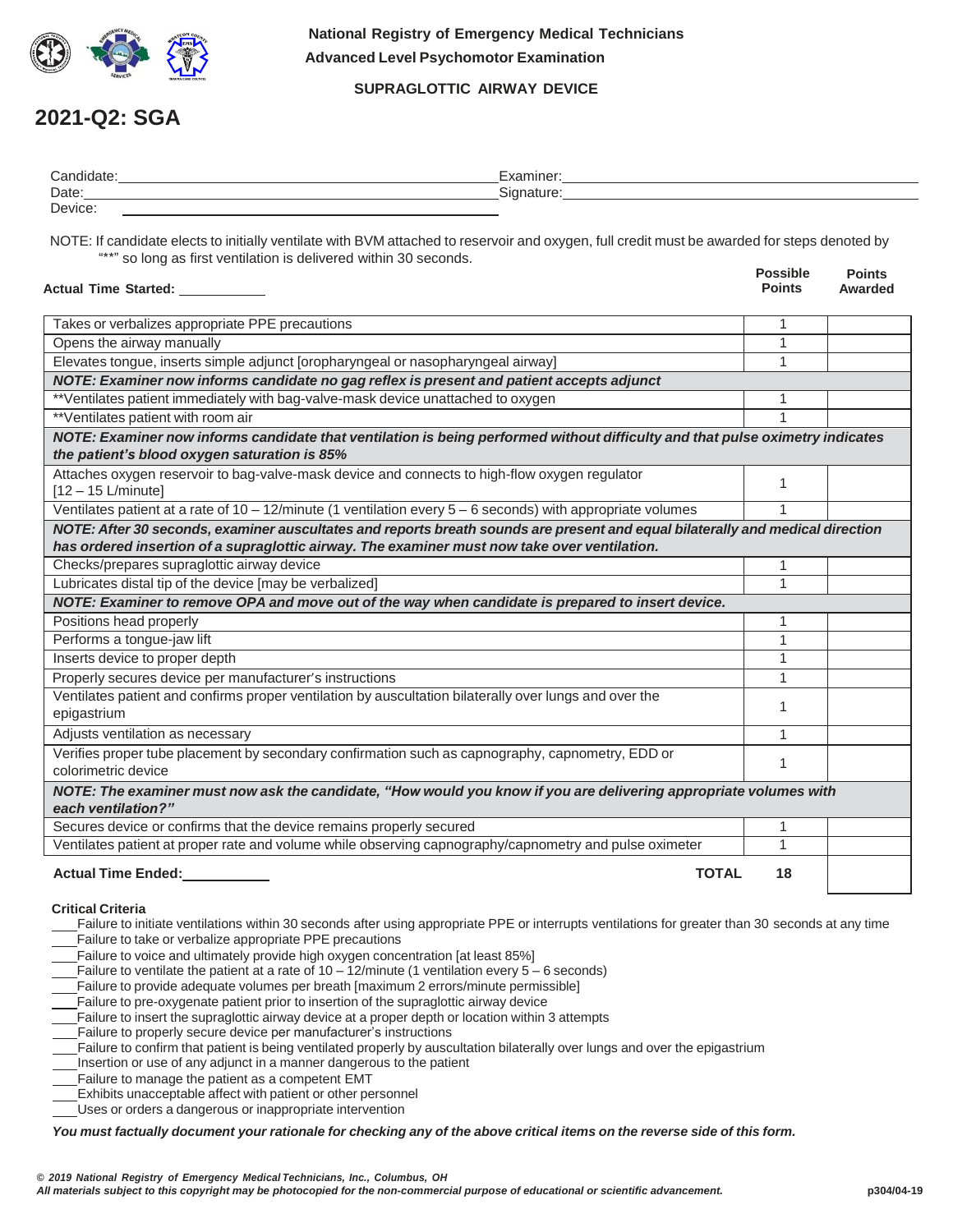**National Registry of Emergency Medical Technicians**
**Advanced Level Psychomotor Examination**

**SUPRAGLOTTIC AIRWAY DEVICE**

# 2021-Q2: SGA

Candidate:______________________ Examiner:______________________
Date:______________________ Signature:______________________
Device:______________________

NOTE: If candidate elects to initially ventilate with BVM attached to reservoir and oxygen, full credit must be awarded for steps denoted by "**" so long as first ventilation is delivered within 30 seconds.

**Actual Time Started:** ___________

| | Possible Points | Points Awarded |
|---|---|---|
| Takes or verbalizes appropriate PPE precautions | 1 | |
| Opens the airway manually | 1 | |
| Elevates tongue, inserts simple adjunct [oropharyngeal or nasopharyngeal airway] | 1 | |
| ***NOTE: Examiner now informs candidate no gag reflex is present and patient accepts adjunct*** | | |
| **Ventilates patient immediately with bag-valve-mask device unattached to oxygen | 1 | |
| **Ventilates patient with room air | 1 | |
| ***NOTE: Examiner now informs candidate that ventilation is being performed without difficulty and that pulse oximetry indicates the patient's blood oxygen saturation is 85%*** | | |
| Attaches oxygen reservoir to bag-valve-mask device and connects to high-flow oxygen regulator [12 – 15 L/minute] | 1 | |
| Ventilates patient at a rate of 10 – 12/minute (1 ventilation every 5 – 6 seconds) with appropriate volumes | 1 | |
| ***NOTE: After 30 seconds, examiner auscultates and reports breath sounds are present and equal bilaterally and medical direction has ordered insertion of a supraglottic airway. The examiner must now take over ventilation.*** | | |
| Checks/prepares supraglottic airway device | 1 | |
| Lubricates distal tip of the device [may be verbalized] | 1 | |
| ***NOTE: Examiner to remove OPA and move out of the way when candidate is prepared to insert device.*** | | |
| Positions head properly | 1 | |
| Performs a tongue-jaw lift | 1 | |
| Inserts device to proper depth | 1 | |
| Properly secures device per manufacturer's instructions | 1 | |
| Ventilates patient and confirms proper ventilation by auscultation bilaterally over lungs and over the epigastrium | 1 | |
| Adjusts ventilation as necessary | 1 | |
| Verifies proper tube placement by secondary confirmation such as capnography, capnometry, EDD or colorimetric device | 1 | |
| ***NOTE: The examiner must now ask the candidate, "How would you know if you are delivering appropriate volumes with each ventilation?"*** | | |
| Secures device or confirms that the device remains properly secured | 1 | |
| Ventilates patient at proper rate and volume while observing capnography/capnometry and pulse oximeter | 1 | |
| **Actual Time Ended:** ___________ **TOTAL** | **18** | |

**Critical Criteria**

___Failure to initiate ventilations within 30 seconds after using appropriate PPE or interrupts ventilations for greater than 30 seconds at any time
___Failure to take or verbalize appropriate PPE precautions
___Failure to voice and ultimately provide high oxygen concentration [at least 85%]
___Failure to ventilate the patient at a rate of 10 – 12/minute (1 ventilation every 5 – 6 seconds)
___Failure to provide adequate volumes per breath [maximum 2 errors/minute permissible]
___Failure to pre-oxygenate patient prior to insertion of the supraglottic airway device
___Failure to insert the supraglottic airway device at a proper depth or location within 3 attempts
___Failure to properly secure device per manufacturer's instructions
___Failure to confirm that patient is being ventilated properly by auscultation bilaterally over lungs and over the epigastrium
___Insertion or use of any adjunct in a manner dangerous to the patient
___Failure to manage the patient as a competent EMT
___Exhibits unacceptable affect with patient or other personnel
___Uses or orders a dangerous or inappropriate intervention

***You must factually document your rationale for checking any of the above critical items on the reverse side of this form.***

*© 2019 National Registry of Emergency Medical Technicians, Inc., Columbus, OH*
*All materials subject to this copyright may be photocopied for the non-commercial purpose of educational or scientific advancement.*

p304/04-19